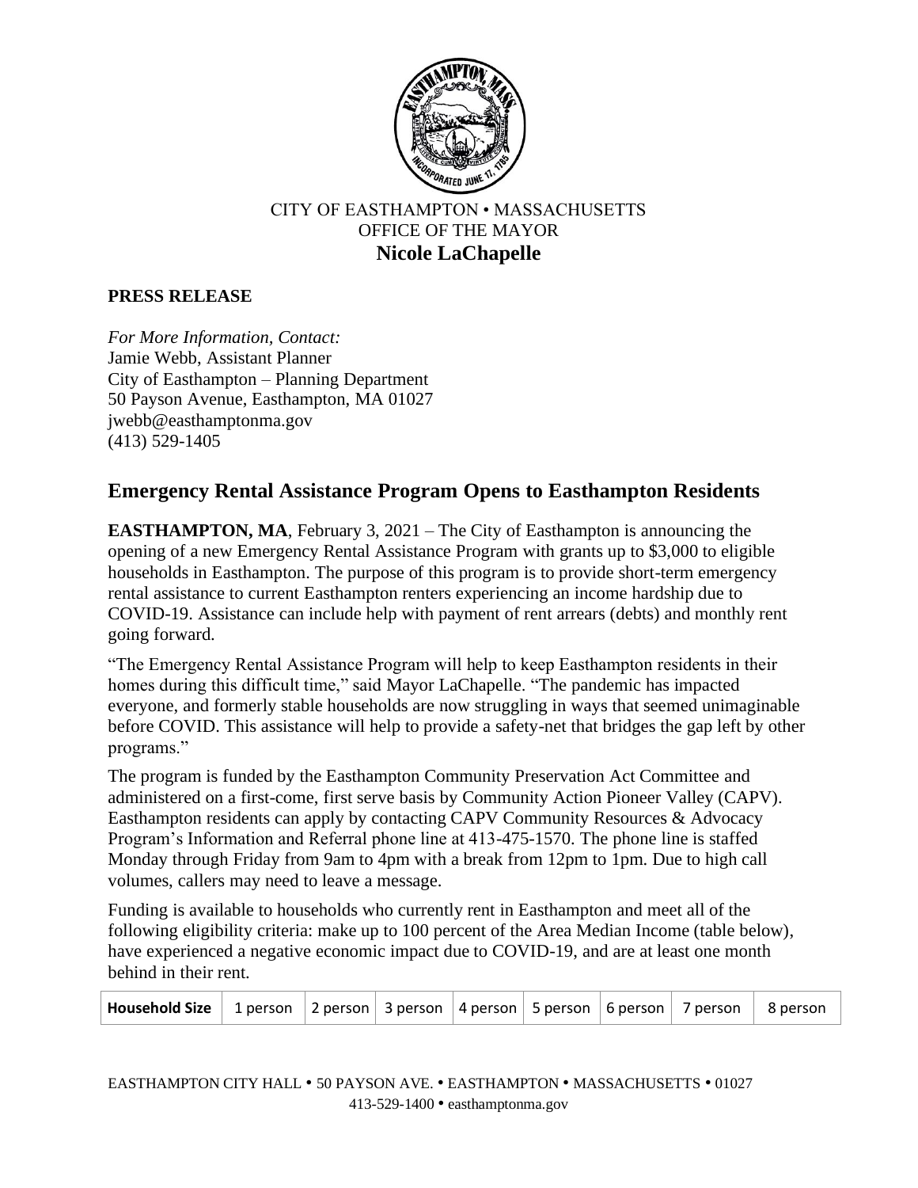CITY OF EASTHAMPTON • MASSACHUSETTS
OFFICE OF THE MAYOR
**Nicole LaChapelle**

**PRESS RELEASE**

*For More Information, Contact:*
Jamie Webb, Assistant Planner
City of Easthampton – Planning Department
50 Payson Avenue, Easthampton, MA 01027
jwebb@easthamptonma.gov
(413) 529-1405

## Emergency Rental Assistance Program Opens to Easthampton Residents

**EASTHAMPTON, MA**, February 3, 2021 – The City of Easthampton is announcing the opening of a new Emergency Rental Assistance Program with grants up to $3,000 to eligible households in Easthampton. The purpose of this program is to provide short-term emergency rental assistance to current Easthampton renters experiencing an income hardship due to COVID-19. Assistance can include help with payment of rent arrears (debts) and monthly rent going forward.

"The Emergency Rental Assistance Program will help to keep Easthampton residents in their homes during this difficult time," said Mayor LaChapelle. "The pandemic has impacted everyone, and formerly stable households are now struggling in ways that seemed unimaginable before COVID. This assistance will help to provide a safety-net that bridges the gap left by other programs."

The program is funded by the Easthampton Community Preservation Act Committee and administered on a first-come, first serve basis by Community Action Pioneer Valley (CAPV). Easthampton residents can apply by contacting CAPV Community Resources & Advocacy Program's Information and Referral phone line at 413-475-1570. The phone line is staffed Monday through Friday from 9am to 4pm with a break from 12pm to 1pm. Due to high call volumes, callers may need to leave a message.

Funding is available to households who currently rent in Easthampton and meet all of the following eligibility criteria: make up to 100 percent of the Area Median Income (table below), have experienced a negative economic impact due to COVID-19, and are at least one month behind in their rent.

| **Household Size** | 1 person | 2 person | 3 person | 4 person | 5 person | 6 person | 7 person | 8 person |
|---|---|---|---|---|---|---|---|---|

EASTHAMPTON CITY HALL • 50 PAYSON AVE. • EASTHAMPTON • MASSACHUSETTS • 01027
413-529-1400 • easthamptonma.gov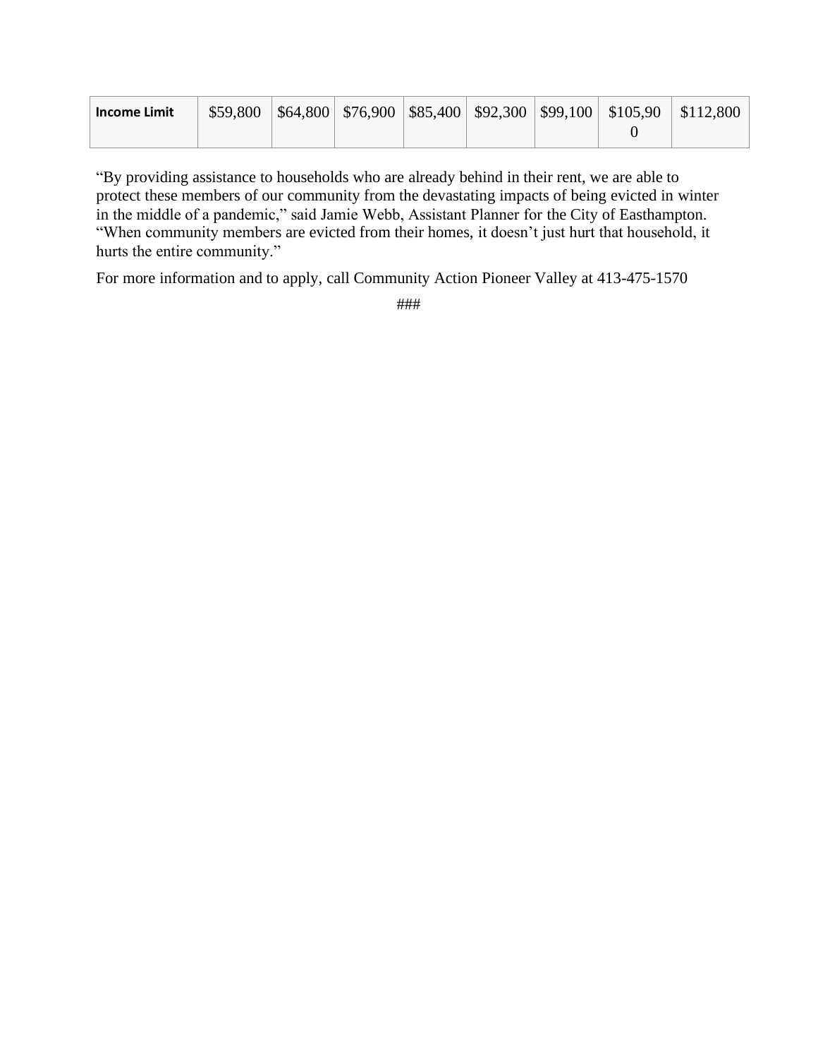| | | | | | | | | |
|---|---|---|---|---|---|---|---|---|
| **Income Limit** | $59,800 | $64,800 | $76,900 | $85,400 | $92,300 | $99,100 | $105,900 | $112,800 |

"By providing assistance to households who are already behind in their rent, we are able to protect these members of our community from the devastating impacts of being evicted in winter in the middle of a pandemic," said Jamie Webb, Assistant Planner for the City of Easthampton. "When community members are evicted from their homes, it doesn't just hurt that household, it hurts the entire community."

For more information and to apply, call Community Action Pioneer Valley at 413-475-1570

###